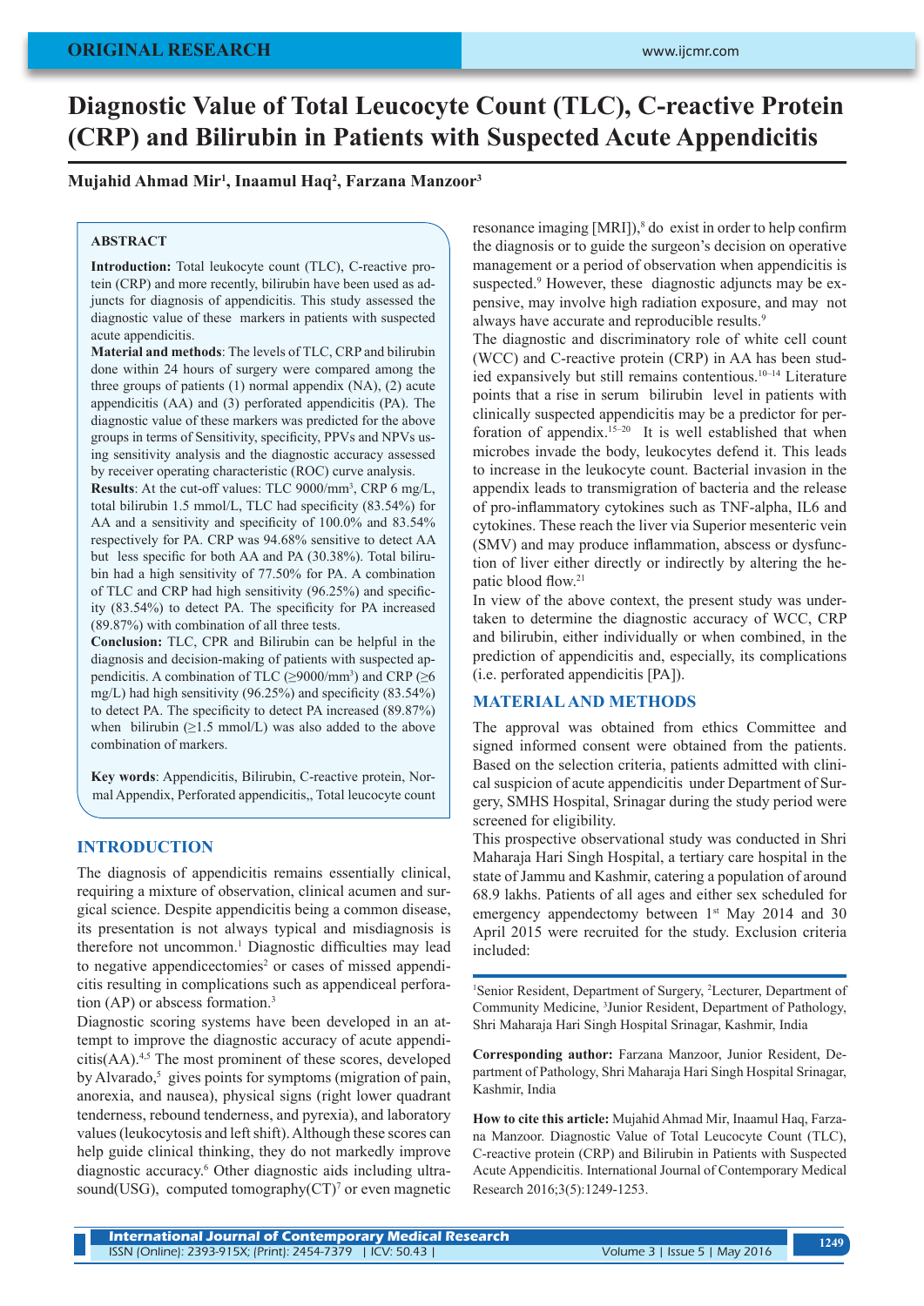ORIGINAL RESEARCH

# Diagnostic Value of Total Leucocyte Count (TLC), C-reactive Protein (CRP) and Bilirubin in Patients with Suspected Acute Appendicitis

**Mujahid Ahmad Mir[1], Inaamul Haq[2], Farzana Manzoor[3]**

## ABSTRACT

**Introduction:** Total leukocyte count (TLC), C-reactive protein (CRP) and more recently, bilirubin have been used as adjuncts for diagnosis of appendicitis. This study assessed the diagnostic value of these markers in patients with suspected acute appendicitis.

**Material and methods**: The levels of TLC, CRP and bilirubin done within 24 hours of surgery were compared among the three groups of patients (1) normal appendix (NA), (2) acute appendicitis (AA) and (3) perforated appendicitis (PA). The diagnostic value of these markers was predicted for the above groups in terms of Sensitivity, specificity, PPVs and NPVs using sensitivity analysis and the diagnostic accuracy assessed by receiver operating characteristic (ROC) curve analysis.

**Results**: At the cut-off values: TLC 9000/mm$^3$, CRP 6 mg/L, total bilirubin 1.5 mmol/L, TLC had specificity (83.54%) for AA and a sensitivity and specificity of 100.0% and 83.54% respectively for PA. CRP was 94.68% sensitive to detect AA but less specific for both AA and PA (30.38%). Total bilirubin had a high sensitivity of 77.50% for PA. A combination of TLC and CRP had high sensitivity (96.25%) and specificity (83.54%) to detect PA. The specificity for PA increased (89.87%) with combination of all three tests.

**Conclusion:** TLC, CPR and Bilirubin can be helpful in the diagnosis and decision-making of patients with suspected appendicitis. A combination of TLC (≥9000/mm$^3$) and CRP (≥6 mg/L) had high sensitivity (96.25%) and specificity (83.54%) to detect PA. The specificity to detect PA increased (89.87%) when bilirubin (≥1.5 mmol/L) was also added to the above combination of markers.

**Key words**: Appendicitis, Bilirubin, C-reactive protein, Normal Appendix, Perforated appendicitis,, Total leucocyte count

## INTRODUCTION

The diagnosis of appendicitis remains essentially clinical, requiring a mixture of observation, clinical acumen and surgical science. Despite appendicitis being a common disease, its presentation is not always typical and misdiagnosis is therefore not uncommon.[1] Diagnostic difficulties may lead to negative appendicectomies[2] or cases of missed appendicitis resulting in complications such as appendiceal perforation (AP) or abscess formation.[3]

Diagnostic scoring systems have been developed in an attempt to improve the diagnostic accuracy of acute appendicitis(AA).[4,5] The most prominent of these scores, developed by Alvarado,[5] gives points for symptoms (migration of pain, anorexia, and nausea), physical signs (right lower quadrant tenderness, rebound tenderness, and pyrexia), and laboratory values (leukocytosis and left shift). Although these scores can help guide clinical thinking, they do not markedly improve diagnostic accuracy.[6] Other diagnostic aids including ultrasound(USG), computed tomography(CT)[7] or even magnetic resonance imaging [MRI]),[8] do exist in order to help confirm the diagnosis or to guide the surgeon's decision on operative management or a period of observation when appendicitis is suspected.[9] However, these diagnostic adjuncts may be expensive, may involve high radiation exposure, and may not always have accurate and reproducible results.[9]

The diagnostic and discriminatory role of white cell count (WCC) and C-reactive protein (CRP) in AA has been studied expansively but still remains contentious.[10–14] Literature points that a rise in serum bilirubin level in patients with clinically suspected appendicitis may be a predictor for perforation of appendix.[15–20] It is well established that when microbes invade the body, leukocytes defend it. This leads to increase in the leukocyte count. Bacterial invasion in the appendix leads to transmigration of bacteria and the release of pro-inflammatory cytokines such as TNF-alpha, IL6 and cytokines. These reach the liver via Superior mesenteric vein (SMV) and may produce inflammation, abscess or dysfunction of liver either directly or indirectly by altering the hepatic blood flow.[21]

In view of the above context, the present study was undertaken to determine the diagnostic accuracy of WCC, CRP and bilirubin, either individually or when combined, in the prediction of appendicitis and, especially, its complications (i.e. perforated appendicitis [PA]).

## MATERIAL AND METHODS

The approval was obtained from ethics Committee and signed informed consent were obtained from the patients. Based on the selection criteria, patients admitted with clinical suspicion of acute appendicitis under Department of Surgery, SMHS Hospital, Srinagar during the study period were screened for eligibility.

This prospective observational study was conducted in Shri Maharaja Hari Singh Hospital, a tertiary care hospital in the state of Jammu and Kashmir, catering a population of around 68.9 lakhs. Patients of all ages and either sex scheduled for emergency appendectomy between 1st May 2014 and 30 April 2015 were recruited for the study. Exclusion criteria included:

[1]Senior Resident, Department of Surgery, [2]Lecturer, Department of Community Medicine, [3]Junior Resident, Department of Pathology, Shri Maharaja Hari Singh Hospital Srinagar, Kashmir, India

**Corresponding author:** Farzana Manzoor, Junior Resident, Department of Pathology, Shri Maharaja Hari Singh Hospital Srinagar, Kashmir, India

**How to cite this article:** Mujahid Ahmad Mir, Inaamul Haq, Farzana Manzoor. Diagnostic Value of Total Leucocyte Count (TLC), C-reactive protein (CRP) and Bilirubin in Patients with Suspected Acute Appendicitis. International Journal of Contemporary Medical Research 2016;3(5):1249-1253.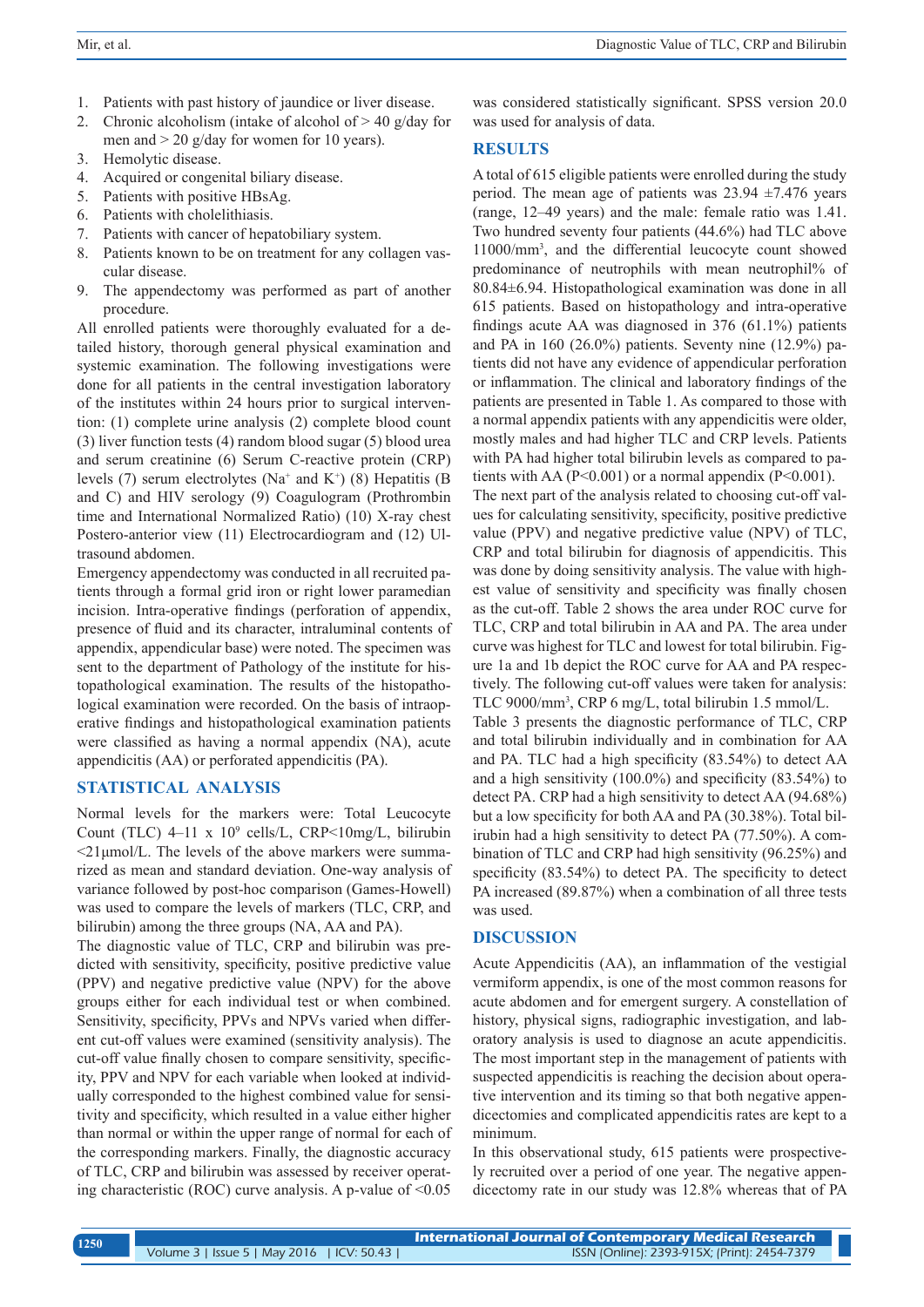1. Patients with past history of jaundice or liver disease.
2. Chronic alcoholism (intake of alcohol of > 40 g/day for men and > 20 g/day for women for 10 years).
3. Hemolytic disease.
4. Acquired or congenital biliary disease.
5. Patients with positive HBsAg.
6. Patients with cholelithiasis.
7. Patients with cancer of hepatobiliary system.
8. Patients known to be on treatment for any collagen vascular disease.
9. The appendectomy was performed as part of another procedure.

All enrolled patients were thoroughly evaluated for a detailed history, thorough general physical examination and systemic examination. The following investigations were done for all patients in the central investigation laboratory of the institutes within 24 hours prior to surgical intervention: (1) complete urine analysis (2) complete blood count (3) liver function tests (4) random blood sugar (5) blood urea and serum creatinine (6) Serum C-reactive protein (CRP) levels (7) serum electrolytes ($Na^+$ and $K^+$) (8) Hepatitis (B and C) and HIV serology (9) Coagulogram (Prothrombin time and International Normalized Ratio) (10) X-ray chest Postero-anterior view (11) Electrocardiogram and (12) Ultrasound abdomen.

Emergency appendectomy was conducted in all recruited patients through a formal grid iron or right lower paramedian incision. Intra-operative findings (perforation of appendix, presence of fluid and its character, intraluminal contents of appendix, appendicular base) were noted. The specimen was sent to the department of Pathology of the institute for histopathological examination. The results of the histopathological examination were recorded. On the basis of intraoperative findings and histopathological examination patients were classified as having a normal appendix (NA), acute appendicitis (AA) or perforated appendicitis (PA).

## STATISTICAL ANALYSIS

Normal levels for the markers were: Total Leucocyte Count (TLC) 4–11 x $10^9$ cells/L, CRP<10mg/L, bilirubin <21µmol/L. The levels of the above markers were summarized as mean and standard deviation. One-way analysis of variance followed by post-hoc comparison (Games-Howell) was used to compare the levels of markers (TLC, CRP, and bilirubin) among the three groups (NA, AA and PA).

The diagnostic value of TLC, CRP and bilirubin was predicted with sensitivity, specificity, positive predictive value (PPV) and negative predictive value (NPV) for the above groups either for each individual test or when combined. Sensitivity, specificity, PPVs and NPVs varied when different cut-off values were examined (sensitivity analysis). The cut-off value finally chosen to compare sensitivity, specificity, PPV and NPV for each variable when looked at individually corresponded to the highest combined value for sensitivity and specificity, which resulted in a value either higher than normal or within the upper range of normal for each of the corresponding markers. Finally, the diagnostic accuracy of TLC, CRP and bilirubin was assessed by receiver operating characteristic (ROC) curve analysis. A p-value of <0.05 was considered statistically significant. SPSS version 20.0 was used for analysis of data.

## RESULTS

A total of 615 eligible patients were enrolled during the study period. The mean age of patients was 23.94 ±7.476 years (range, 12–49 years) and the male: female ratio was 1.41. Two hundred seventy four patients (44.6%) had TLC above 11000/mm$^3$, and the differential leucocyte count showed predominance of neutrophils with mean neutrophil% of 80.84±6.94. Histopathological examination was done in all 615 patients. Based on histopathology and intra-operative findings acute AA was diagnosed in 376 (61.1%) patients and PA in 160 (26.0%) patients. Seventy nine (12.9%) patients did not have any evidence of appendicular perforation or inflammation. The clinical and laboratory findings of the patients are presented in Table 1. As compared to those with a normal appendix patients with any appendicitis were older, mostly males and had higher TLC and CRP levels. Patients with PA had higher total bilirubin levels as compared to patients with AA (P<0.001) or a normal appendix (P<0.001).

The next part of the analysis related to choosing cut-off values for calculating sensitivity, specificity, positive predictive value (PPV) and negative predictive value (NPV) of TLC, CRP and total bilirubin for diagnosis of appendicitis. This was done by doing sensitivity analysis. The value with highest value of sensitivity and specificity was finally chosen as the cut-off. Table 2 shows the area under ROC curve for TLC, CRP and total bilirubin in AA and PA. The area under curve was highest for TLC and lowest for total bilirubin. Figure 1a and 1b depict the ROC curve for AA and PA respectively. The following cut-off values were taken for analysis: TLC 9000/mm$^3$, CRP 6 mg/L, total bilirubin 1.5 mmol/L.

Table 3 presents the diagnostic performance of TLC, CRP and total bilirubin individually and in combination for AA and PA. TLC had a high specificity (83.54%) to detect AA and a high sensitivity (100.0%) and specificity (83.54%) to detect PA. CRP had a high sensitivity to detect AA (94.68%) but a low specificity for both AA and PA (30.38%). Total bilirubin had a high sensitivity to detect PA (77.50%). A combination of TLC and CRP had high sensitivity (96.25%) and specificity (83.54%) to detect PA. The specificity to detect PA increased (89.87%) when a combination of all three tests was used.

## DISCUSSION

Acute Appendicitis (AA), an inflammation of the vestigial vermiform appendix, is one of the most common reasons for acute abdomen and for emergent surgery. A constellation of history, physical signs, radiographic investigation, and laboratory analysis is used to diagnose an acute appendicitis. The most important step in the management of patients with suspected appendicitis is reaching the decision about operative intervention and its timing so that both negative appendicectomies and complicated appendicitis rates are kept to a minimum.

In this observational study, 615 patients were prospectively recruited over a period of one year. The negative appendicectomy rate in our study was 12.8% whereas that of PA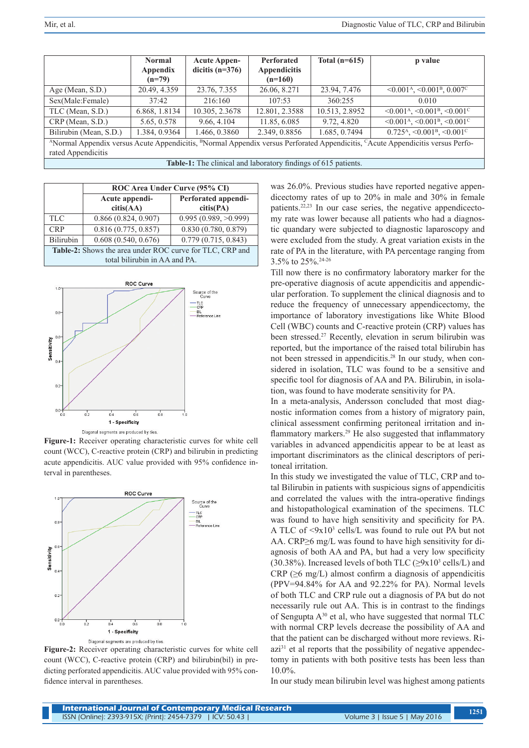| | Normal Appendix (n=79) | Acute Appendicitis (n=376) | Perforated Appendicitis (n=160) | Total (n=615) | p value |
|---|---|---|---|---|---|
| Age (Mean, S.D.) | 20.49, 4.359 | 23.76, 7.355 | 26.06, 8.271 | 23.94, 7.476 | <0.001[A], <0.001[B], 0.007[C] |
| Sex(Male:Female) | 37:42 | 216:160 | 107:53 | 360:255 | 0.010 |
| TLC (Mean, S.D.) | 6.868, 1.8134 | 10.305, 2.3678 | 12.801, 2.3588 | 10.513, 2.8952 | <0.001[A], <0.001[B], <0.001[C] |
| CRP (Mean, S.D.) | 5.65, 0.578 | 9.66, 4.104 | 11.85, 6.085 | 9.72, 4.820 | <0.001[A], <0.001[B], <0.001[C] |
| Bilirubin (Mean, S.D.) | 1.384, 0.9364 | 1.466, 0.3860 | 2.349, 0.8856 | 1.685, 0.7494 | 0.725[A], <0.001[B], <0.001[C] |

[A]Normal Appendix versus Acute Appendicitis, [B]Normal Appendix versus Perforated Appendicitis, [C]Acute Appendicitis versus Perforated Appendicitis

**Table-1:** The clinical and laboratory findings of 615 patients.

| | ROC Area Under Curve (95% CI) | |
|---|---|---|
| | Acute appendicitis(AA) | Perforated appendicitis(PA) |
| TLC | 0.866 (0.824, 0.907) | 0.995 (0.989, >0.999) |
| CRP | 0.816 (0.775, 0.857) | 0.830 (0.780, 0.879) |
| Bilirubin | 0.608 (0.540, 0.676) | 0.779 (0.715, 0.843) |

**Table-2:** Shows the area under ROC curve for TLC, CRP and total bilirubin in AA and PA.

**Figure-1:** Receiver operating characteristic curves for white cell count (WCC), C-reactive protein (CRP) and bilirubin in predicting acute appendicitis. AUC value provided with 95% confidence interval in parentheses.

**Figure-2:** Receiver operating characteristic curves for white cell count (WCC), C-reactive protein (CRP) and bilirubin(bil) in predicting perforated appendicitis. AUC value provided with 95% confidence interval in parentheses.

was 26.0%. Previous studies have reported negative appendicectomy rates of up to 20% in male and 30% in female patients.[22,23] In our case series, the negative appendicectomy rate was lower because all patients who had a diagnostic quandary were subjected to diagnostic laparoscopy and were excluded from the study. A great variation exists in the rate of PA in the literature, with PA percentage ranging from 3.5% to 25%.[24-26]

Till now there is no confirmatory laboratory marker for the pre-operative diagnosis of acute appendicitis and appendicular perforation. To supplement the clinical diagnosis and to reduce the frequency of unnecessary appendicectomy, the importance of laboratory investigations like White Blood Cell (WBC) counts and C-reactive protein (CRP) values has been stressed.[27] Recently, elevation in serum bilirubin was reported, but the importance of the raised total bilirubin has not been stressed in appendicitis.[28] In our study, when considered in isolation, TLC was found to be a sensitive and specific tool for diagnosis of AA and PA. Bilirubin, in isolation, was found to have moderate sensitivity for PA.

In a meta-analysis, Andersson concluded that most diagnostic information comes from a history of migratory pain, clinical assessment confirming peritoneal irritation and inflammatory markers.[29] He also suggested that inflammatory variables in advanced appendicitis appear to be at least as important discriminators as the clinical descriptors of peritoneal irritation.

In this study we investigated the value of TLC, CRP and total Bilirubin in patients with suspicious signs of appendicitis and correlated the values with the intra-operative findings and histopathological examination of the specimens. TLC was found to have high sensitivity and specificity for PA. A TLC of $<9\times10^3$ cells/L was found to rule out PA but not AA. CRP≥6 mg/L was found to have high sensitivity for diagnosis of both AA and PA, but had a very low specificity (30.38%). Increased levels of both TLC ($\geq9\times10^3$ cells/L) and CRP (≥6 mg/L) almost confirm a diagnosis of appendicitis (PPV=94.84% for AA and 92.22% for PA). Normal levels of both TLC and CRP rule out a diagnosis of PA but do not necessarily rule out AA. This is in contrast to the findings of Sengupta A[30] et al, who have suggested that normal TLC with normal CRP levels decrease the possibility of AA and that the patient can be discharged without more reviews. Riazi[31] et al reports that the possibility of negative appendectomy in patients with both positive tests has been less than 10.0%.

In our study mean bilirubin level was highest among patients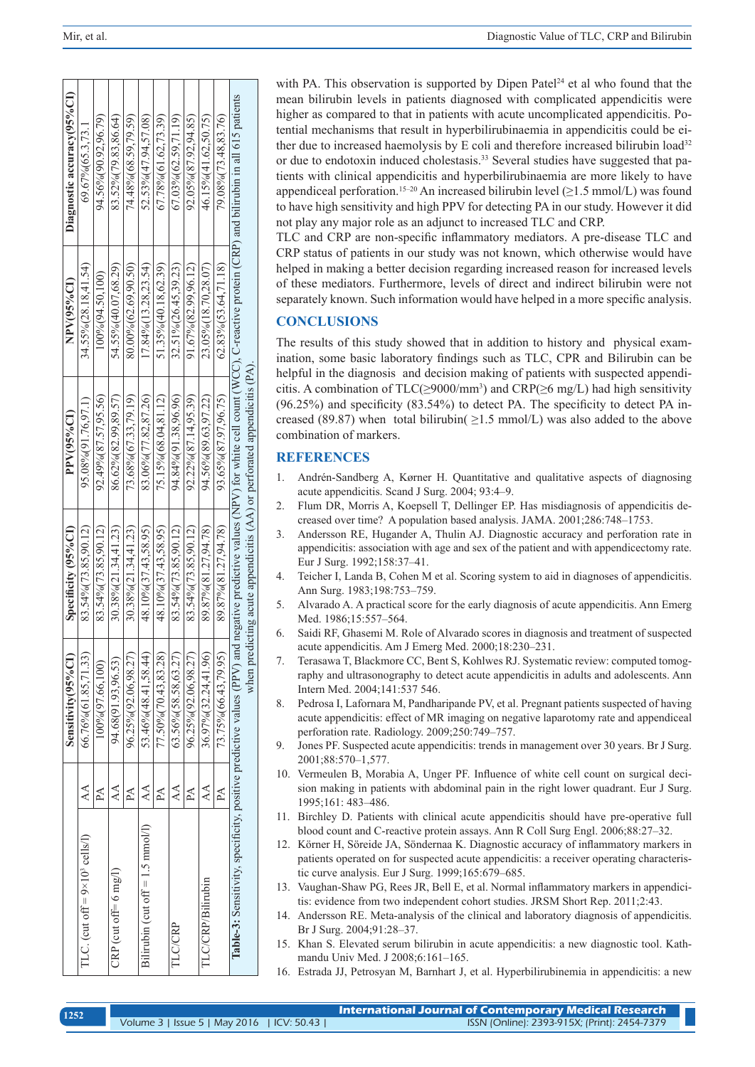| | | Sensitivity(95%CI) | Specificity (95%CI) | PPV(95%CI) | NPV(95%CI) | Diagnostic accuracy(95%CI) |
|---|---|---|---|---|---|---|
| TLC. (cut off = 9×10³ cells/l) | AA | 66.76%(61.85,71.33) | 83.54%(73.85,90.12) | 95.08%(91.76,97.1) | 34.55%(28.18,41.54) | 69.67%(65.3,73.1 |
| | PA | 100%(97.66,100) | 83.54%(73.85,90.12) | 92.49%(87.57,95.56) | 100%(94.50,100) | 94.56%(90.92,96.79) |
| CRP (cut off= 6 mg/l) | AA | 94.68(91.93,96.53) | 30.38%(21.34,41.23) | 86.62%(82.99,89.57) | 54.55%(40.07,68.29) | 83.52%(79.83,86.64) |
| | PA | 96.25%(92.06,98.27) | 30.38%(21.34,41.23) | 73.68%(67.33,79.19) | 80.00%(62.69,90.50) | 74.48%(68.59,79.59) |
| Bilirubin (cut off = 1.5 mmol/l) | AA | 53.46%(48.41,58.44) | 48.10%(37.43,58.95) | 83.06%(77.82,87.26) | 17.84%(13.28,23.54) | 52.53%(47.94,57.08) |
| | PA | 77.50%(70.43,83.28) | 48.10%(37.43,58.95) | 75.15%(68.04,81.12) | 51.35%(40.18,62.39) | 67.78%(61.62,73.39) |
| TLC/CRP | AA | 63.56%(58.58,63.27) | 83.54%(73.85,90.12) | 94.84%(91.38,96.96) | 32.51%(26.45,39.23) | 67.03%(62.59,71.19) |
| | PA | 96.25%(92.06,98.27) | 83.54%(73.85,90.12) | 92.22%(87.14,95.39) | 91.67%(82.99,96.12) | 92.05%(87.92,94.85) |
| TLC/CRP/Bilirubin | AA | 36.97%(32.24,41.96) | 89.87%(81.27,94.78) | 94.56%(89.63,97.22) | 23.05%(18.70,28.07) | 46.15%(41.62,50.75) |
| | PA | 73.75%(66.43,79.95) | 89.87%(81.27,94.78) | 93.65%(87.97,96.75) | 62.83%(53.64,71.18) | 79.08%(73.48,83.76) |

**Table-3:** Sensitivity, specificity, positive predictive values (PPV) and negative predictive values (NPV) for white cell count (WCC), C-reactive protein (CRP) and bilirubin in all 615 patients when predicting acute appendicitis (AA) or perforated appendicitis (PA).

with PA. This observation is supported by Dipen Patel[24] et al who found that the mean bilirubin levels in patients diagnosed with complicated appendicitis were higher as compared to that in patients with acute uncomplicated appendicitis. Potential mechanisms that result in hyperbilirubinaemia in appendicitis could be either due to increased haemolysis by E coli and therefore increased bilirubin load[32] or due to endotoxin induced cholestasis.[33] Several studies have suggested that patients with clinical appendicitis and hyperbilirubinaemia are more likely to have appendiceal perforation.[15–20] An increased bilirubin level (≥1.5 mmol/L) was found to have high sensitivity and high PPV for detecting PA in our study. However it did not play any major role as an adjunct to increased TLC and CRP.

TLC and CRP are non-specific inflammatory mediators. A pre-disease TLC and CRP status of patients in our study was not known, which otherwise would have helped in making a better decision regarding increased reason for increased levels of these mediators. Furthermore, levels of direct and indirect bilirubin were not separately known. Such information would have helped in a more specific analysis.

## CONCLUSIONS

The results of this study showed that in addition to history and physical examination, some basic laboratory findings such as TLC, CPR and Bilirubin can be helpful in the diagnosis and decision making of patients with suspected appendicitis. A combination of TLC(≥9000/mm³) and CRP(≥6 mg/L) had high sensitivity (96.25%) and specificity (83.54%) to detect PA. The specificity to detect PA increased (89.87) when total bilirubin( ≥1.5 mmol/L) was also added to the above combination of markers.

## REFERENCES

1. Andrén-Sandberg A, Kørner H. Quantitative and qualitative aspects of diagnosing acute appendicitis. Scand J Surg. 2004; 93:4–9.
2. Flum DR, Morris A, Koepsell T, Dellinger EP. Has misdiagnosis of appendicitis decreased over time? A population based analysis. JAMA. 2001;286:748–1753.
3. Andersson RE, Hugander A, Thulin AJ. Diagnostic accuracy and perforation rate in appendicitis: association with age and sex of the patient and with appendicectomy rate. Eur J Surg. 1992;158:37–41.
4. Teicher I, Landa B, Cohen M et al. Scoring system to aid in diagnoses of appendicitis. Ann Surg. 1983;198:753–759.
5. Alvarado A. A practical score for the early diagnosis of acute appendicitis. Ann Emerg Med. 1986;15:557–564.
6. Saidi RF, Ghasemi M. Role of Alvarado scores in diagnosis and treatment of suspected acute appendicitis. Am J Emerg Med. 2000;18:230–231.
7. Terasawa T, Blackmore CC, Bent S, Kohlwes RJ. Systematic review: computed tomography and ultrasonography to detect acute appendicitis in adults and adolescents. Ann Intern Med. 2004;141:537 546.
8. Pedrosa I, Lafornara M, Pandharipande PV, et al. Pregnant patients suspected of having acute appendicitis: effect of MR imaging on negative laparotomy rate and appendiceal perforation rate. Radiology. 2009;250:749–757.
9. Jones PF. Suspected acute appendicitis: trends in management over 30 years. Br J Surg. 2001;88:570–1,577.
10. Vermeulen B, Morabia A, Unger PF. Influence of white cell count on surgical decision making in patients with abdominal pain in the right lower quadrant. Eur J Surg. 1995;161: 483–486.
11. Birchley D. Patients with clinical acute appendicitis should have pre-operative full blood count and C-reactive protein assays. Ann R Coll Surg Engl. 2006;88:27–32.
12. Körner H, Söreide JA, Söndernaa K. Diagnostic accuracy of inflammatory markers in patients operated on for suspected acute appendicitis: a receiver operating characteristic curve analysis. Eur J Surg. 1999;165:679–685.
13. Vaughan-Shaw PG, Rees JR, Bell E, et al. Normal inflammatory markers in appendicitis: evidence from two independent cohort studies. JRSM Short Rep. 2011;2:43.
14. Andersson RE. Meta-analysis of the clinical and laboratory diagnosis of appendicitis. Br J Surg. 2004;91:28–37.
15. Khan S. Elevated serum bilirubin in acute appendicitis: a new diagnostic tool. Kathmandu Univ Med. J 2008;6:161–165.
16. Estrada JJ, Petrosyan M, Barnhart J, et al. Hyperbilirubinemia in appendicitis: a new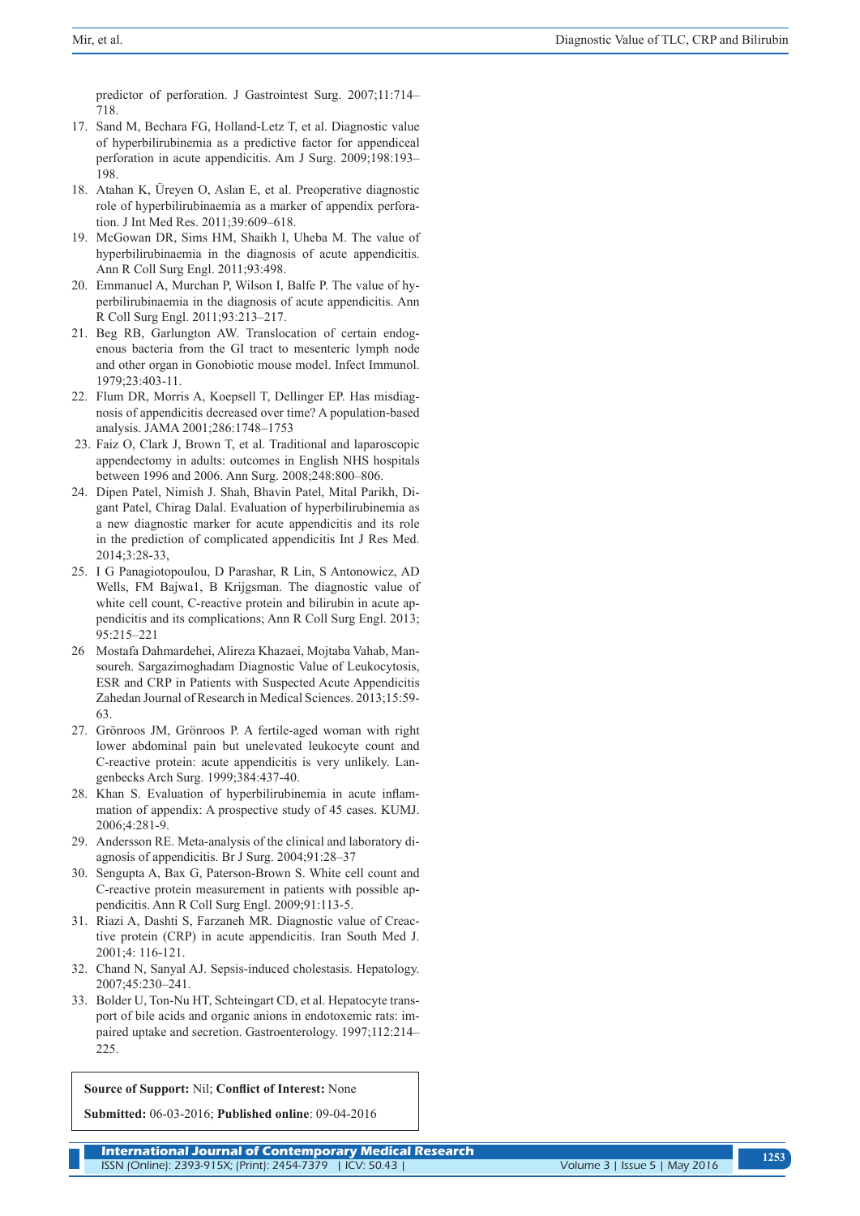predictor of perforation. J Gastrointest Surg. 2007;11:714–718.

17. Sand M, Bechara FG, Holland-Letz T, et al. Diagnostic value of hyperbilirubinemia as a predictive factor for appendiceal perforation in acute appendicitis. Am J Surg. 2009;198:193–198.
18. Atahan K, Üreyen O, Aslan E, et al. Preoperative diagnostic role of hyperbilirubinaemia as a marker of appendix perforation. J Int Med Res. 2011;39:609–618.
19. McGowan DR, Sims HM, Shaikh I, Uheba M. The value of hyperbilirubinaemia in the diagnosis of acute appendicitis. Ann R Coll Surg Engl. 2011;93:498.
20. Emmanuel A, Murchan P, Wilson I, Balfe P. The value of hyperbilirubinaemia in the diagnosis of acute appendicitis. Ann R Coll Surg Engl. 2011;93:213–217.
21. Beg RB, Garlungton AW. Translocation of certain endogenous bacteria from the GI tract to mesenteric lymph node and other organ in Gonobiotic mouse model. Infect Immunol. 1979;23:403-11.
22. Flum DR, Morris A, Koepsell T, Dellinger EP. Has misdiagnosis of appendicitis decreased over time? A population-based analysis. JAMA 2001;286:1748–1753
23. Faiz O, Clark J, Brown T, et al. Traditional and laparoscopic appendectomy in adults: outcomes in English NHS hospitals between 1996 and 2006. Ann Surg. 2008;248:800–806.
24. Dipen Patel, Nimish J. Shah, Bhavin Patel, Mital Parikh, Digant Patel, Chirag Dalal. Evaluation of hyperbilirubinemia as a new diagnostic marker for acute appendicitis and its role in the prediction of complicated appendicitis Int J Res Med. 2014;3:28-33,
25. I G Panagiotopoulou, D Parashar, R Lin, S Antonowicz, AD Wells, FM Bajwa1, B Krijgsman. The diagnostic value of white cell count, C-reactive protein and bilirubin in acute appendicitis and its complications; Ann R Coll Surg Engl. 2013; 95:215–221
26. Mostafa Dahmardehei, Alireza Khazaei, Mojtaba Vahab, Mansoureh. Sargazimoghadam Diagnostic Value of Leukocytosis, ESR and CRP in Patients with Suspected Acute Appendicitis Zahedan Journal of Research in Medical Sciences. 2013;15:59-63.
27. Grönroos JM, Grönroos P. A fertile-aged woman with right lower abdominal pain but unelevated leukocyte count and C-reactive protein: acute appendicitis is very unlikely. Langenbecks Arch Surg. 1999;384:437-40.
28. Khan S. Evaluation of hyperbilirubinemia in acute inflammation of appendix: A prospective study of 45 cases. KUMJ. 2006;4:281-9.
29. Andersson RE. Meta-analysis of the clinical and laboratory diagnosis of appendicitis. Br J Surg. 2004;91:28–37
30. Sengupta A, Bax G, Paterson-Brown S. White cell count and C-reactive protein measurement in patients with possible appendicitis. Ann R Coll Surg Engl. 2009;91:113-5.
31. Riazi A, Dashti S, Farzaneh MR. Diagnostic value of Creactive protein (CRP) in acute appendicitis. Iran South Med J. 2001;4: 116-121.
32. Chand N, Sanyal AJ. Sepsis-induced cholestasis. Hepatology. 2007;45:230–241.
33. Bolder U, Ton-Nu HT, Schteingart CD, et al. Hepatocyte transport of bile acids and organic anions in endotoxemic rats: impaired uptake and secretion. Gastroenterology. 1997;112:214–225.

**Source of Support:** Nil; **Conflict of Interest:** None

**Submitted:** 06-03-2016; **Published online**: 09-04-2016